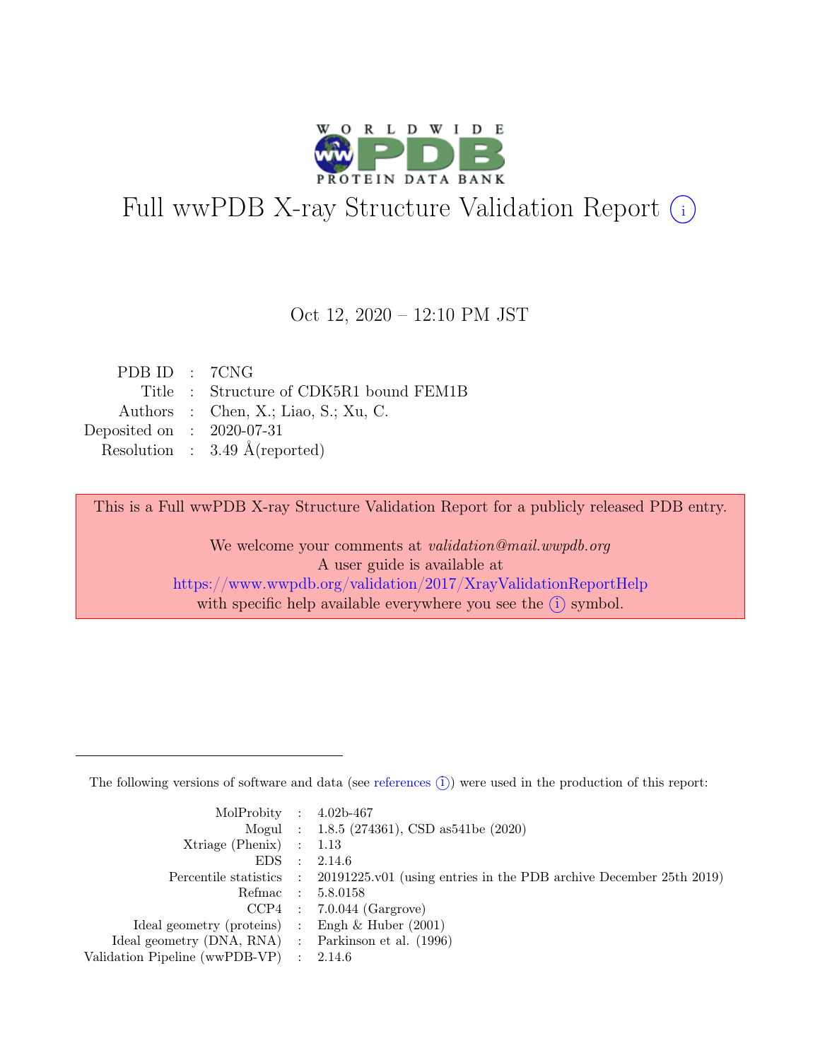# Full wwPDB X-ray Structure Validation Report (i)

Oct 12, 2020 – 12:10 PM JST

| | | |
|---|---|---|
| PDB ID | : | 7CNG |
| Title | : | Structure of CDK5R1 bound FEM1B |
| Authors | : | Chen, X.; Liao, S.; Xu, C. |
| Deposited on | : | 2020-07-31 |
| Resolution | : | 3.49 Å(reported) |

This is a Full wwPDB X-ray Structure Validation Report for a publicly released PDB entry.

We welcome your comments at *validation@mail.wwpdb.org*
A user guide is available at
https://www.wwpdb.org/validation/2017/XrayValidationReportHelp
with specific help available everywhere you see the (i) symbol.

---

The following versions of software and data (see references (i)) were used in the production of this report:

| | | |
|---|---|---|
| MolProbity | : | 4.02b-467 |
| Mogul | : | 1.8.5 (274361), CSD as541be (2020) |
| Xtriage (Phenix) | : | 1.13 |
| EDS | : | 2.14.6 |
| Percentile statistics | : | 20191225.v01 (using entries in the PDB archive December 25th 2019) |
| Refmac | : | 5.8.0158 |
| CCP4 | : | 7.0.044 (Gargrove) |
| Ideal geometry (proteins) | : | Engh & Huber (2001) |
| Ideal geometry (DNA, RNA) | : | Parkinson et al. (1996) |
| Validation Pipeline (wwPDB-VP) | : | 2.14.6 |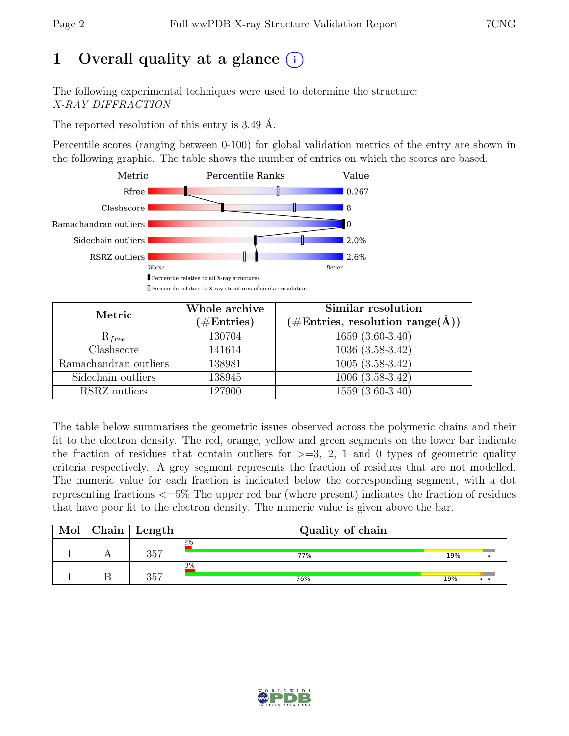# 1 Overall quality at a glance (i)

The following experimental techniques were used to determine the structure:
*X-RAY DIFFRACTION*

The reported resolution of this entry is 3.49 Å.

Percentile scores (ranging between 0-100) for global validation metrics of the entry are shown in the following graphic. The table shows the number of entries on which the scores are based.

| Metric | Value |
|---|---|
| Rfree | 0.267 |
| Clashscore | 8 |
| Ramachandran outliers | 0 |
| Sidechain outliers | 2.0% |
| RSRZ outliers | 2.6% |

Worse — Better

▮ Percentile relative to all X-ray structures
▯ Percentile relative to X-ray structures of similar resolution

| Metric | Whole archive (#Entries) | Similar resolution (#Entries, resolution range(Å)) |
|---|---|---|
| $R_{free}$ | 130704 | 1659 (3.60-3.40) |
| Clashscore | 141614 | 1036 (3.58-3.42) |
| Ramachandran outliers | 138981 | 1005 (3.58-3.42) |
| Sidechain outliers | 138945 | 1006 (3.58-3.42) |
| RSRZ outliers | 127900 | 1559 (3.60-3.40) |

The table below summarises the geometric issues observed across the polymeric chains and their fit to the electron density. The red, orange, yellow and green segments on the lower bar indicate the fraction of residues that contain outliers for >=3, 2, 1 and 0 types of geometric quality criteria respectively. A grey segment represents the fraction of residues that are not modelled. The numeric value for each fraction is indicated below the corresponding segment, with a dot representing fractions <=5% The upper red bar (where present) indicates the fraction of residues that have poor fit to the electron density. The numeric value is given above the bar.

| Mol | Chain | Length | Quality of chain |
|---|---|---|---|
| 1 | A | 357 | 2%; 77%, 19%, • |
| 1 | B | 357 | 3%; 76%, 19%, • • |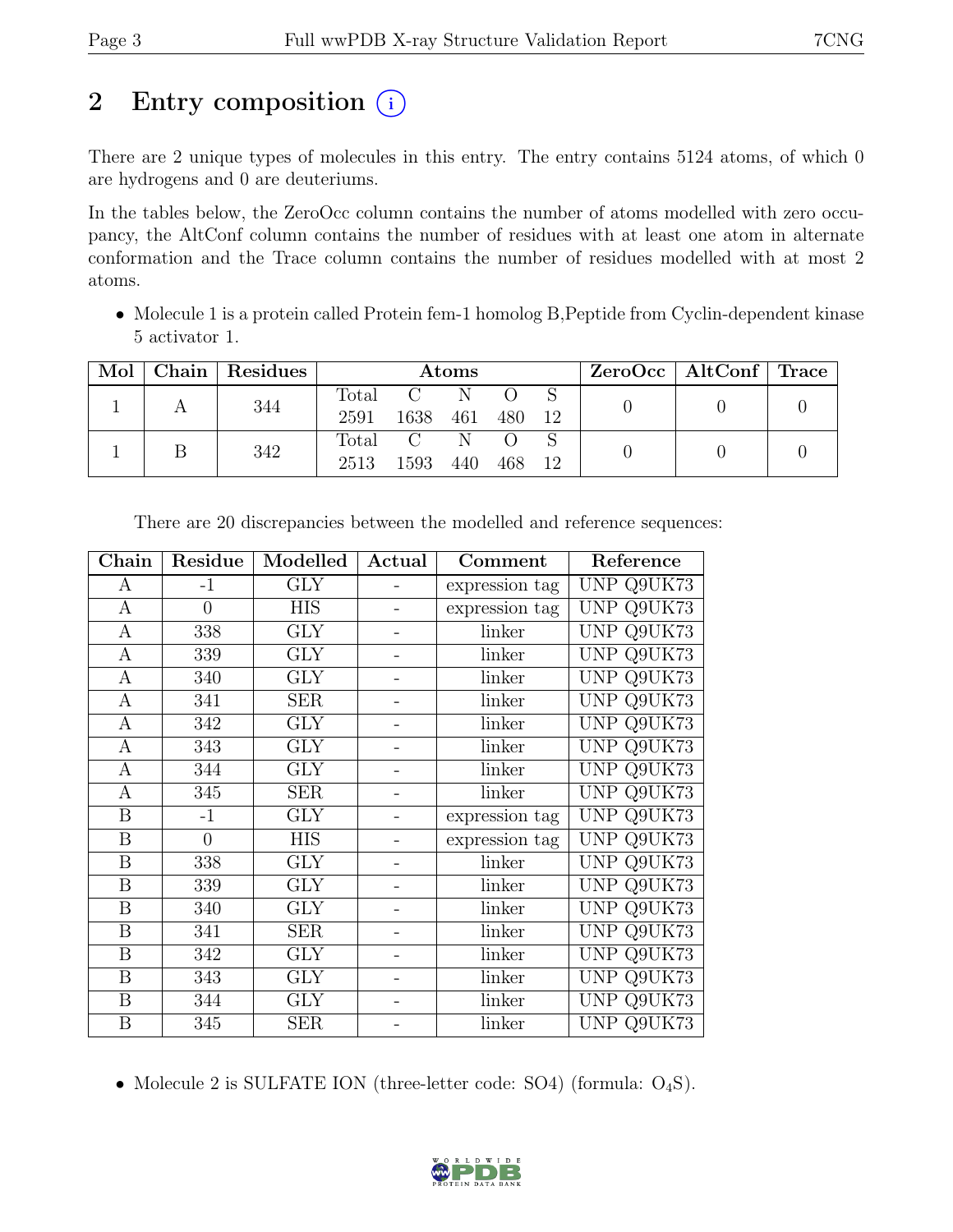# 2 Entry composition (i)

There are 2 unique types of molecules in this entry. The entry contains 5124 atoms, of which 0 are hydrogens and 0 are deuteriums.

In the tables below, the ZeroOcc column contains the number of atoms modelled with zero occupancy, the AltConf column contains the number of residues with at least one atom in alternate conformation and the Trace column contains the number of residues modelled with at most 2 atoms.

- Molecule 1 is a protein called Protein fem-1 homolog B,Peptide from Cyclin-dependent kinase 5 activator 1.

| Mol | Chain | Residues | Atoms | | | | | ZeroOcc | AltConf | Trace |
|---|---|---|---|---|---|---|---|---|---|---|
| | | | Total | C | N | O | S | | | |
| 1 | A | 344 | 2591 | 1638 | 461 | 480 | 12 | 0 | 0 | 0 |
| 1 | B | 342 | 2513 | 1593 | 440 | 468 | 12 | 0 | 0 | 0 |

There are 20 discrepancies between the modelled and reference sequences:

| Chain | Residue | Modelled | Actual | Comment | Reference |
|---|---|---|---|---|---|
| A | -1 | GLY | - | expression tag | UNP Q9UK73 |
| A | 0 | HIS | - | expression tag | UNP Q9UK73 |
| A | 338 | GLY | - | linker | UNP Q9UK73 |
| A | 339 | GLY | - | linker | UNP Q9UK73 |
| A | 340 | GLY | - | linker | UNP Q9UK73 |
| A | 341 | SER | - | linker | UNP Q9UK73 |
| A | 342 | GLY | - | linker | UNP Q9UK73 |
| A | 343 | GLY | - | linker | UNP Q9UK73 |
| A | 344 | GLY | - | linker | UNP Q9UK73 |
| A | 345 | SER | - | linker | UNP Q9UK73 |
| B | -1 | GLY | - | expression tag | UNP Q9UK73 |
| B | 0 | HIS | - | expression tag | UNP Q9UK73 |
| B | 338 | GLY | - | linker | UNP Q9UK73 |
| B | 339 | GLY | - | linker | UNP Q9UK73 |
| B | 340 | GLY | - | linker | UNP Q9UK73 |
| B | 341 | SER | - | linker | UNP Q9UK73 |
| B | 342 | GLY | - | linker | UNP Q9UK73 |
| B | 343 | GLY | - | linker | UNP Q9UK73 |
| B | 344 | GLY | - | linker | UNP Q9UK73 |
| B | 345 | SER | - | linker | UNP Q9UK73 |

- Molecule 2 is SULFATE ION (three-letter code: SO4) (formula: $O_4S$).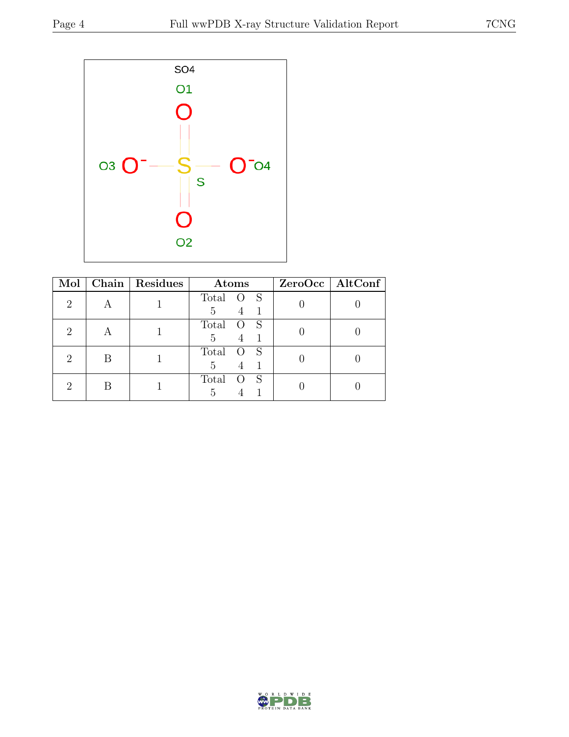| Mol | Chain | Residues | Atoms | | | ZeroOcc | AltConf |
|---|---|---|---|---|---|---|---|
| | | | Total | O | S | | |
| 2 | A | 1 | 5 | 4 | 1 | 0 | 0 |
| 2 | A | 1 | 5 | 4 | 1 | 0 | 0 |
| 2 | B | 1 | 5 | 4 | 1 | 0 | 0 |
| 2 | B | 1 | 5 | 4 | 1 | 0 | 0 |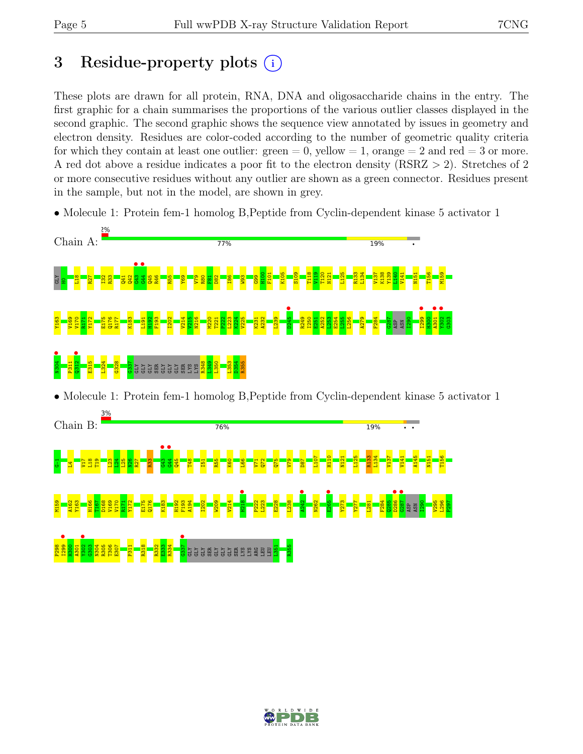# 3 Residue-property plots

These plots are drawn for all protein, RNA, DNA and oligosaccharide chains in the entry. The first graphic for a chain summarises the proportions of the various outlier classes displayed in the second graphic. The second graphic shows the sequence view annotated by issues in geometry and electron density. Residues are color-coded according to the number of geometric quality criteria for which they contain at least one outlier: green = 0, yellow = 1, orange = 2 and red = 3 or more. A red dot above a residue indicates a poor fit to the electron density (RSRZ > 2). Stretches of 2 or more consecutive residues without any outlier are shown as a green connector. Residues present in the sample, but not in the model, are shown in grey.

- Molecule 1: Protein fem-1 homolog B,Peptide from Cyclin-dependent kinase 5 activator 1

Chain A: 2% 77% 19% •

GLY H0 L18 R27 I32 R33 Q41 Q42 G43 G44 Q45 R46 R55 Y69 V79 R80 F81 D82 I86 W93 G99 H100 F101 K105 S109 T118 V119 T120 N121 L125 R133 L134 V137 K138 Y139 L140 V141 N151 T156 M159 Y163 V169 V170 R171 Y172 E175 Q176 R177 K183 L191 H192 F193 I202 V214 V215 N216 M220 T221 P222 L223 K224 V225 K231 A232 L239 D245 R249 I250 E251 A252 L253 E254 L255 L256 A279 F284 G287 ASP ASN I290 I299 H300 A301 Y302 G303 N304 P311 Q312 E315 L324 G328 G337 GLY GLY GLY SER GLY GLY GLY SER LYS LYS R348 L349 L350 L353 D354 R355

- Molecule 1: Protein fem-1 homolog B,Peptide from Cyclin-dependent kinase 5 activator 1

Chain B: 3% 76% 19% • •

G-1 L4 V17 L18 T19 L23 L24 L25 N26 R27 R33 G43 G44 Q45 T48 I51 R55 K60 L66 V71 Q72 Q75 V79 D87 L107 H110 N121 L125 R133 L134 V137 V141 A145 N151 T156 M159 A162 Y163 H166 T167 D168 V169 V170 R171 Y172 E175 Q176 K183 H192 F193 A194 I202 W209 V214 H218 P222 L223 E228 L238 A242 N262 E265 Y273 Y277 L281 F284 Q285 D286 G287 ASP ASN I290 V295 L296 P297 P298 I299 H300 A301 Y302 G303 N304 R305 T306 E307 P311 R318 R332 E333 R334 G337 GLY GLY GLY SER GLY GLY GLY SER LYS LYS ARG LEU LEU L351 R355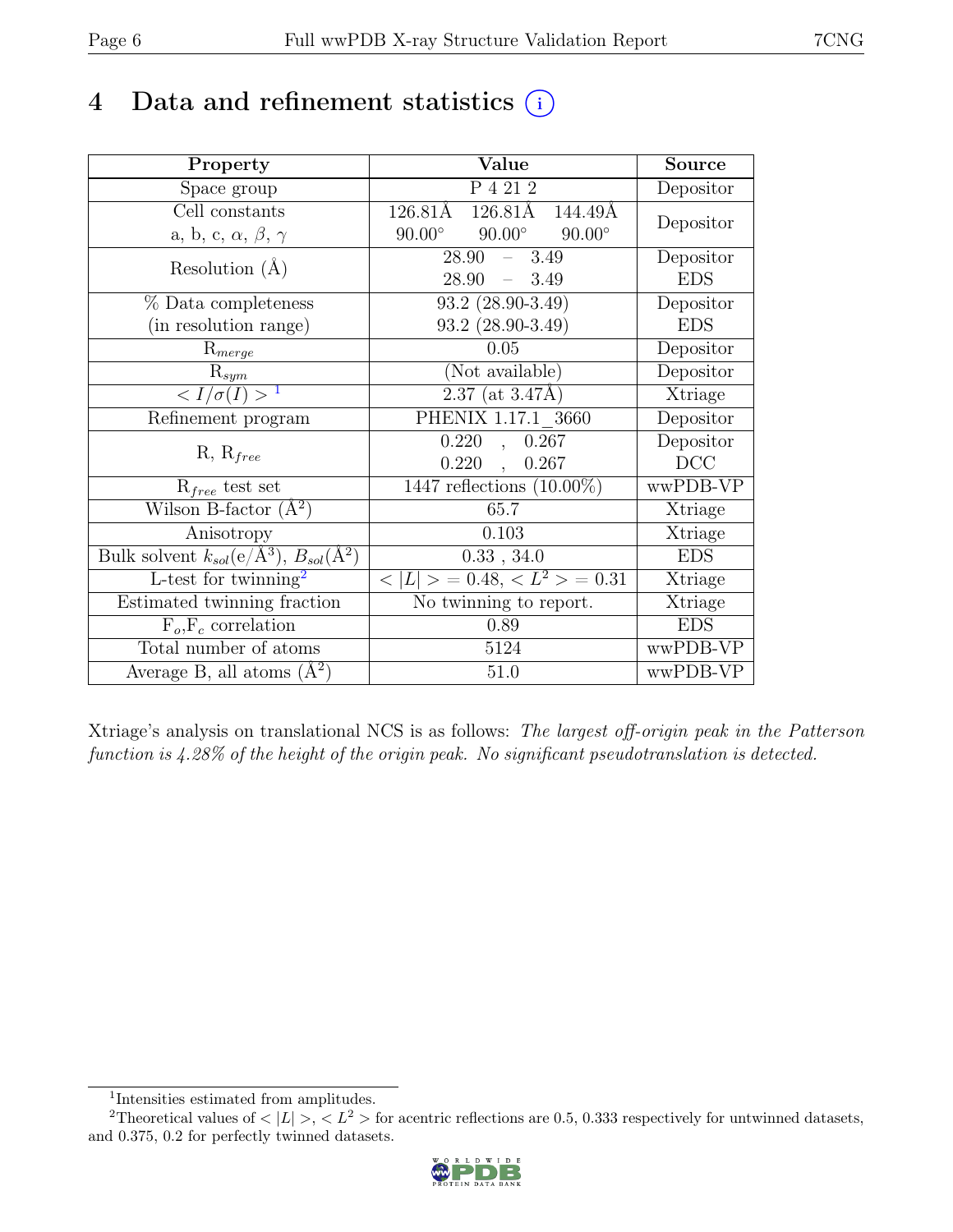# 4 Data and refinement statistics (i)

| Property | Value | Source |
|---|---|---|
| Space group | P 4 21 2 | Depositor |
| Cell constants<br>a, b, c, $\alpha$, $\beta$, $\gamma$ | 126.81Å 126.81Å 144.49Å<br>90.00° 90.00° 90.00° | Depositor |
| Resolution (Å) | 28.90 – 3.49<br>28.90 – 3.49 | Depositor<br>EDS |
| % Data completeness<br>(in resolution range) | 93.2 (28.90-3.49)<br>93.2 (28.90-3.49) | Depositor<br>EDS |
| $R_{merge}$ | 0.05 | Depositor |
| $R_{sym}$ | (Not available) | Depositor |
| $< I/\sigma(I) >$ [1] | 2.37 (at 3.47Å) | Xtriage |
| Refinement program | PHENIX 1.17.1_3660 | Depositor |
| R, $R_{free}$ | 0.220 , 0.267<br>0.220 , 0.267 | Depositor<br>DCC |
| $R_{free}$ test set | 1447 reflections (10.00%) | wwPDB-VP |
| Wilson B-factor (Å$^2$) | 65.7 | Xtriage |
| Anisotropy | 0.103 | Xtriage |
| Bulk solvent $k_{sol}$(e/Å$^3$), $B_{sol}$(Å$^2$) | 0.33 , 34.0 | EDS |
| L-test for twinning[2] | $< \|L\| >$ = 0.48, $< L^2 >$ = 0.31 | Xtriage |
| Estimated twinning fraction | No twinning to report. | Xtriage |
| $F_o$,$F_c$ correlation | 0.89 | EDS |
| Total number of atoms | 5124 | wwPDB-VP |
| Average B, all atoms (Å$^2$) | 51.0 | wwPDB-VP |

Xtriage's analysis on translational NCS is as follows: *The largest off-origin peak in the Patterson function is 4.28% of the height of the origin peak. No significant pseudotranslation is detected.*

[1] Intensities estimated from amplitudes.

[2] Theoretical values of $< |L| >$, $< L^2 >$ for acentric reflections are 0.5, 0.333 respectively for untwinned datasets, and 0.375, 0.2 for perfectly twinned datasets.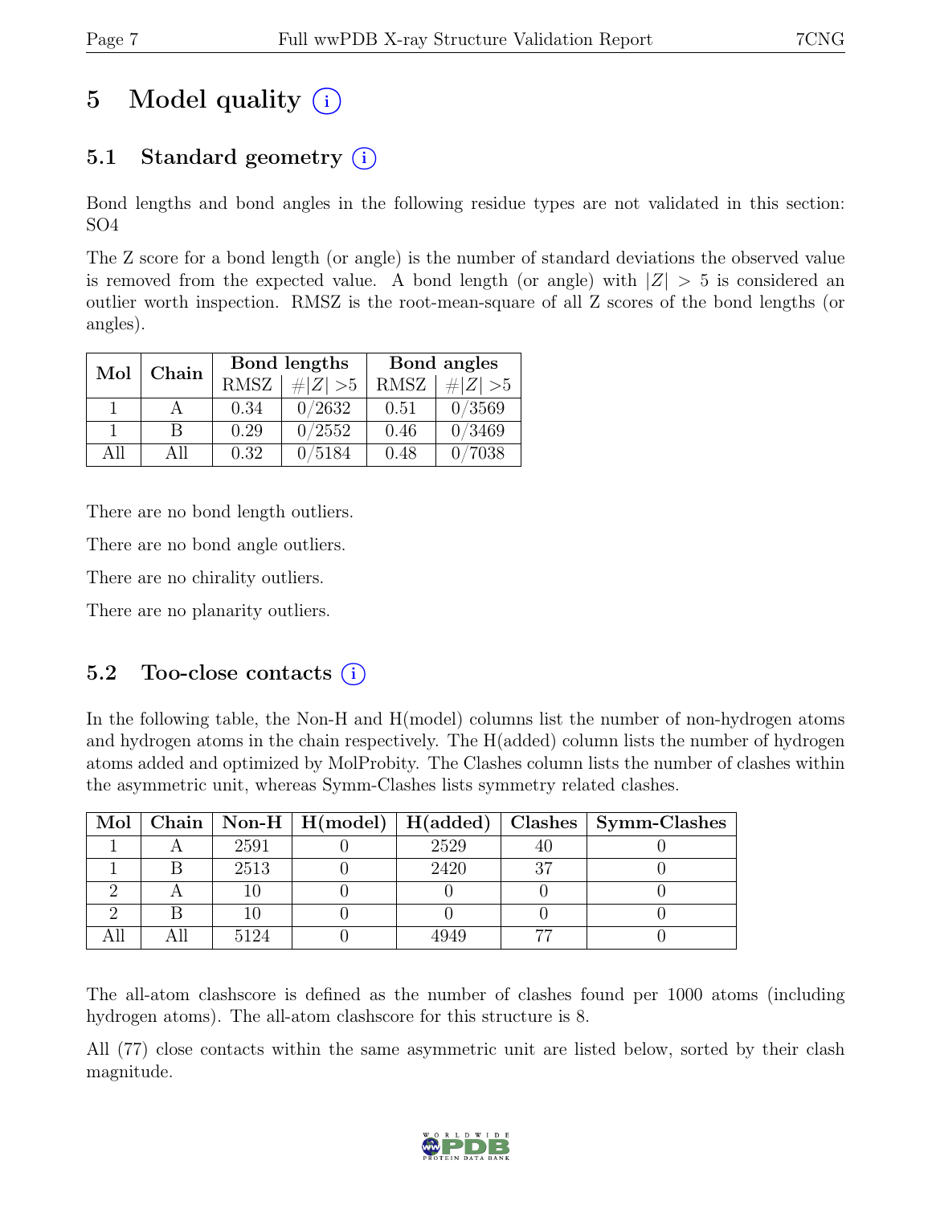# 5 Model quality (i)

## 5.1 Standard geometry (i)

Bond lengths and bond angles in the following residue types are not validated in this section: SO4

The Z score for a bond length (or angle) is the number of standard deviations the observed value is removed from the expected value. A bond length (or angle) with $|Z| > 5$ is considered an outlier worth inspection. RMSZ is the root-mean-square of all Z scores of the bond lengths (or angles).

| Mol | Chain | Bond lengths | | Bond angles | |
|---|---|---|---|---|---|
| | | RMSZ | $\#|Z| > 5$ | RMSZ | $\#|Z| > 5$ |
| 1 | A | 0.34 | 0/2632 | 0.51 | 0/3569 |
| 1 | B | 0.29 | 0/2552 | 0.46 | 0/3469 |
| All | All | 0.32 | 0/5184 | 0.48 | 0/7038 |

There are no bond length outliers.

There are no bond angle outliers.

There are no chirality outliers.

There are no planarity outliers.

## 5.2 Too-close contacts (i)

In the following table, the Non-H and H(model) columns list the number of non-hydrogen atoms and hydrogen atoms in the chain respectively. The H(added) column lists the number of hydrogen atoms added and optimized by MolProbity. The Clashes column lists the number of clashes within the asymmetric unit, whereas Symm-Clashes lists symmetry related clashes.

| Mol | Chain | Non-H | H(model) | H(added) | Clashes | Symm-Clashes |
|---|---|---|---|---|---|---|
| 1 | A | 2591 | 0 | 2529 | 40 | 0 |
| 1 | B | 2513 | 0 | 2420 | 37 | 0 |
| 2 | A | 10 | 0 | 0 | 0 | 0 |
| 2 | B | 10 | 0 | 0 | 0 | 0 |
| All | All | 5124 | 0 | 4949 | 77 | 0 |

The all-atom clashscore is defined as the number of clashes found per 1000 atoms (including hydrogen atoms). The all-atom clashscore for this structure is 8.

All (77) close contacts within the same asymmetric unit are listed below, sorted by their clash magnitude.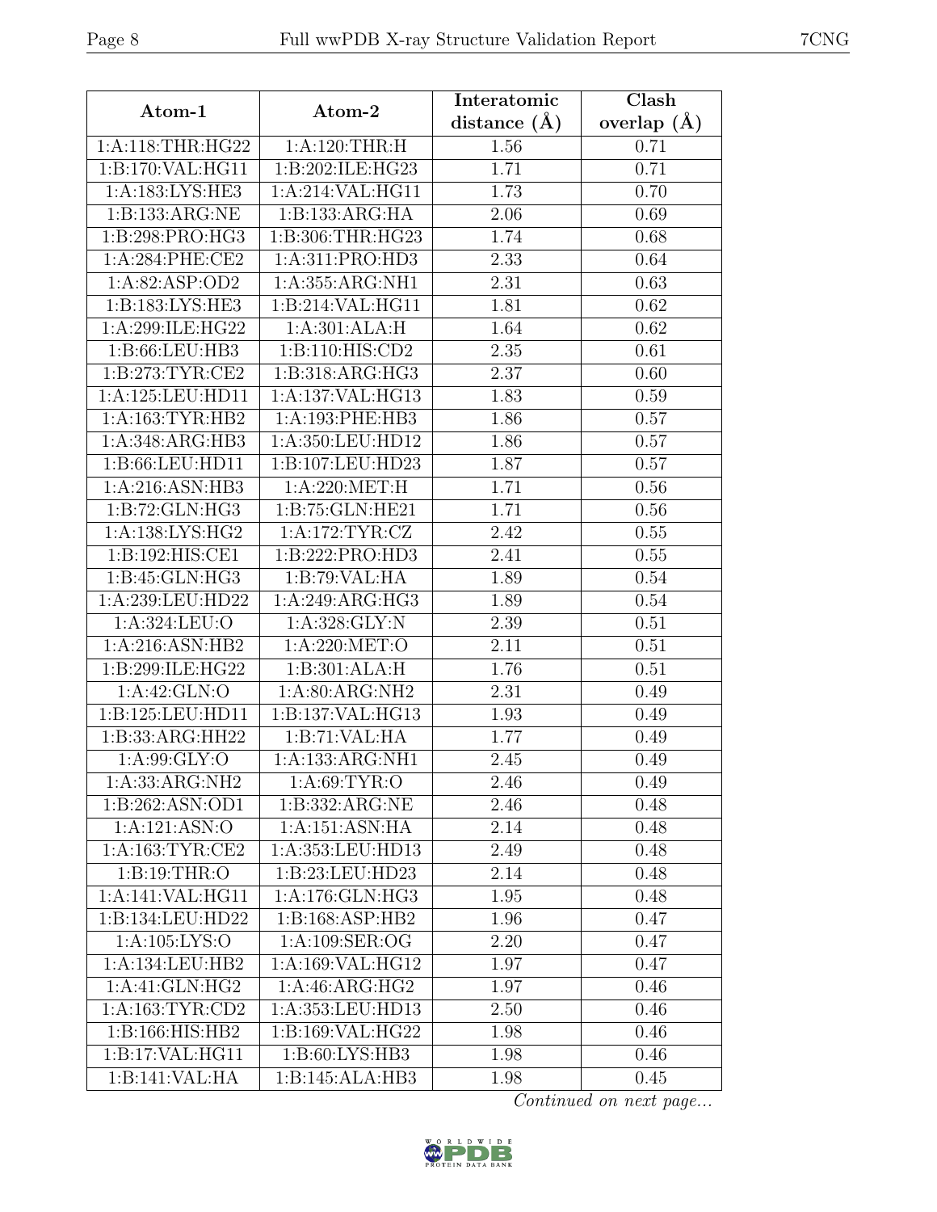| Atom-1 | Atom-2 | Interatomic distance (Å) | Clash overlap (Å) |
|---|---|---|---|
| 1:A:118:THR:HG22 | 1:A:120:THR:H | 1.56 | 0.71 |
| 1:B:170:VAL:HG11 | 1:B:202:ILE:HG23 | 1.71 | 0.71 |
| 1:A:183:LYS:HE3 | 1:A:214:VAL:HG11 | 1.73 | 0.70 |
| 1:B:133:ARG:NE | 1:B:133:ARG:HA | 2.06 | 0.69 |
| 1:B:298:PRO:HG3 | 1:B:306:THR:HG23 | 1.74 | 0.68 |
| 1:A:284:PHE:CE2 | 1:A:311:PRO:HD3 | 2.33 | 0.64 |
| 1:A:82:ASP:OD2 | 1:A:355:ARG:NH1 | 2.31 | 0.63 |
| 1:B:183:LYS:HE3 | 1:B:214:VAL:HG11 | 1.81 | 0.62 |
| 1:A:299:ILE:HG22 | 1:A:301:ALA:H | 1.64 | 0.62 |
| 1:B:66:LEU:HB3 | 1:B:110:HIS:CD2 | 2.35 | 0.61 |
| 1:B:273:TYR:CE2 | 1:B:318:ARG:HG3 | 2.37 | 0.60 |
| 1:A:125:LEU:HD11 | 1:A:137:VAL:HG13 | 1.83 | 0.59 |
| 1:A:163:TYR:HB2 | 1:A:193:PHE:HB3 | 1.86 | 0.57 |
| 1:A:348:ARG:HB3 | 1:A:350:LEU:HD12 | 1.86 | 0.57 |
| 1:B:66:LEU:HD11 | 1:B:107:LEU:HD23 | 1.87 | 0.57 |
| 1:A:216:ASN:HB3 | 1:A:220:MET:H | 1.71 | 0.56 |
| 1:B:72:GLN:HG3 | 1:B:75:GLN:HE21 | 1.71 | 0.56 |
| 1:A:138:LYS:HG2 | 1:A:172:TYR:CZ | 2.42 | 0.55 |
| 1:B:192:HIS:CE1 | 1:B:222:PRO:HD3 | 2.41 | 0.55 |
| 1:B:45:GLN:HG3 | 1:B:79:VAL:HA | 1.89 | 0.54 |
| 1:A:239:LEU:HD22 | 1:A:249:ARG:HG3 | 1.89 | 0.54 |
| 1:A:324:LEU:O | 1:A:328:GLY:N | 2.39 | 0.51 |
| 1:A:216:ASN:HB2 | 1:A:220:MET:O | 2.11 | 0.51 |
| 1:B:299:ILE:HG22 | 1:B:301:ALA:H | 1.76 | 0.51 |
| 1:A:42:GLN:O | 1:A:80:ARG:NH2 | 2.31 | 0.49 |
| 1:B:125:LEU:HD11 | 1:B:137:VAL:HG13 | 1.93 | 0.49 |
| 1:B:33:ARG:HH22 | 1:B:71:VAL:HA | 1.77 | 0.49 |
| 1:A:99:GLY:O | 1:A:133:ARG:NH1 | 2.45 | 0.49 |
| 1:A:33:ARG:NH2 | 1:A:69:TYR:O | 2.46 | 0.49 |
| 1:B:262:ASN:OD1 | 1:B:332:ARG:NE | 2.46 | 0.48 |
| 1:A:121:ASN:O | 1:A:151:ASN:HA | 2.14 | 0.48 |
| 1:A:163:TYR:CE2 | 1:A:353:LEU:HD13 | 2.49 | 0.48 |
| 1:B:19:THR:O | 1:B:23:LEU:HD23 | 2.14 | 0.48 |
| 1:A:141:VAL:HG11 | 1:A:176:GLN:HG3 | 1.95 | 0.48 |
| 1:B:134:LEU:HD22 | 1:B:168:ASP:HB2 | 1.96 | 0.47 |
| 1:A:105:LYS:O | 1:A:109:SER:OG | 2.20 | 0.47 |
| 1:A:134:LEU:HB2 | 1:A:169:VAL:HG12 | 1.97 | 0.47 |
| 1:A:41:GLN:HG2 | 1:A:46:ARG:HG2 | 1.97 | 0.46 |
| 1:A:163:TYR:CD2 | 1:A:353:LEU:HD13 | 2.50 | 0.46 |
| 1:B:166:HIS:HB2 | 1:B:169:VAL:HG22 | 1.98 | 0.46 |
| 1:B:17:VAL:HG11 | 1:B:60:LYS:HB3 | 1.98 | 0.46 |
| 1:B:141:VAL:HA | 1:B:145:ALA:HB3 | 1.98 | 0.45 |

*Continued on next page...*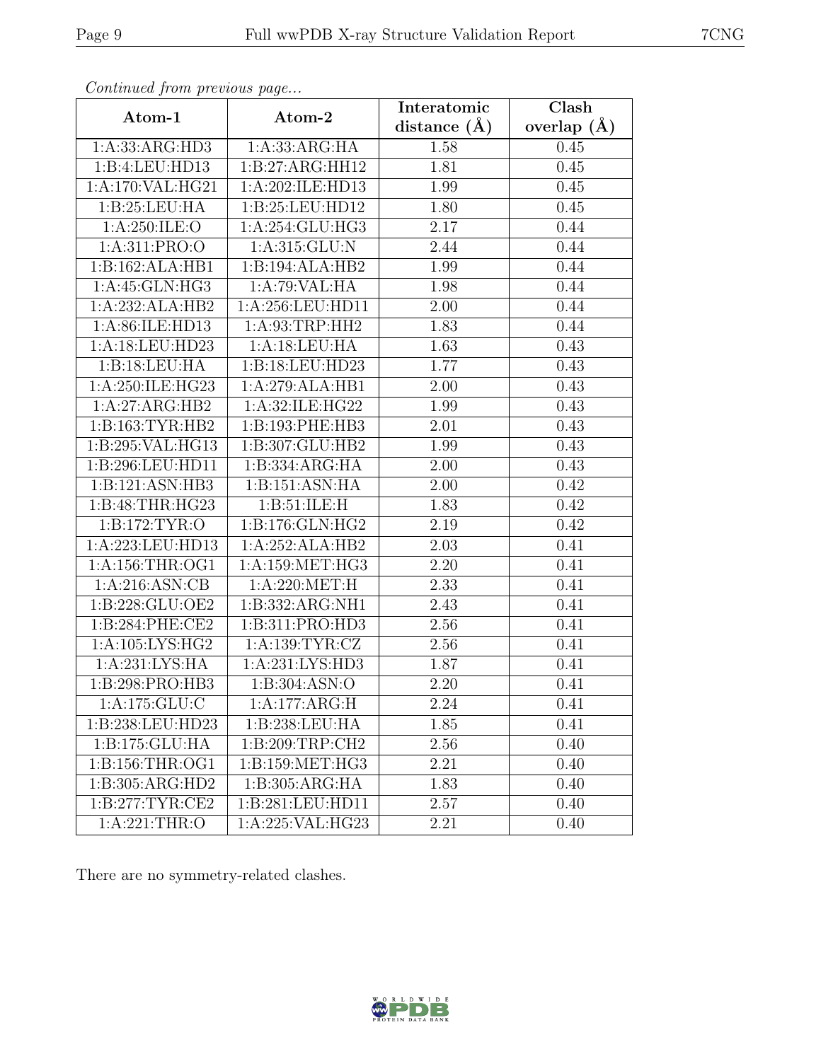*Continued from previous page...*

| Atom-1 | Atom-2 | Interatomic distance (Å) | Clash overlap (Å) |
|---|---|---|---|
| 1:A:33:ARG:HD3 | 1:A:33:ARG:HA | 1.58 | 0.45 |
| 1:B:4:LEU:HD13 | 1:B:27:ARG:HH12 | 1.81 | 0.45 |
| 1:A:170:VAL:HG21 | 1:A:202:ILE:HD13 | 1.99 | 0.45 |
| 1:B:25:LEU:HA | 1:B:25:LEU:HD12 | 1.80 | 0.45 |
| 1:A:250:ILE:O | 1:A:254:GLU:HG3 | 2.17 | 0.44 |
| 1:A:311:PRO:O | 1:A:315:GLU:N | 2.44 | 0.44 |
| 1:B:162:ALA:HB1 | 1:B:194:ALA:HB2 | 1.99 | 0.44 |
| 1:A:45:GLN:HG3 | 1:A:79:VAL:HA | 1.98 | 0.44 |
| 1:A:232:ALA:HB2 | 1:A:256:LEU:HD11 | 2.00 | 0.44 |
| 1:A:86:ILE:HD13 | 1:A:93:TRP:HH2 | 1.83 | 0.44 |
| 1:A:18:LEU:HD23 | 1:A:18:LEU:HA | 1.63 | 0.43 |
| 1:B:18:LEU:HA | 1:B:18:LEU:HD23 | 1.77 | 0.43 |
| 1:A:250:ILE:HG23 | 1:A:279:ALA:HB1 | 2.00 | 0.43 |
| 1:A:27:ARG:HB2 | 1:A:32:ILE:HG22 | 1.99 | 0.43 |
| 1:B:163:TYR:HB2 | 1:B:193:PHE:HB3 | 2.01 | 0.43 |
| 1:B:295:VAL:HG13 | 1:B:307:GLU:HB2 | 1.99 | 0.43 |
| 1:B:296:LEU:HD11 | 1:B:334:ARG:HA | 2.00 | 0.43 |
| 1:B:121:ASN:HB3 | 1:B:151:ASN:HA | 2.00 | 0.42 |
| 1:B:48:THR:HG23 | 1:B:51:ILE:H | 1.83 | 0.42 |
| 1:B:172:TYR:O | 1:B:176:GLN:HG2 | 2.19 | 0.42 |
| 1:A:223:LEU:HD13 | 1:A:252:ALA:HB2 | 2.03 | 0.41 |
| 1:A:156:THR:OG1 | 1:A:159:MET:HG3 | 2.20 | 0.41 |
| 1:A:216:ASN:CB | 1:A:220:MET:H | 2.33 | 0.41 |
| 1:B:228:GLU:OE2 | 1:B:332:ARG:NH1 | 2.43 | 0.41 |
| 1:B:284:PHE:CE2 | 1:B:311:PRO:HD3 | 2.56 | 0.41 |
| 1:A:105:LYS:HG2 | 1:A:139:TYR:CZ | 2.56 | 0.41 |
| 1:A:231:LYS:HA | 1:A:231:LYS:HD3 | 1.87 | 0.41 |
| 1:B:298:PRO:HB3 | 1:B:304:ASN:O | 2.20 | 0.41 |
| 1:A:175:GLU:C | 1:A:177:ARG:H | 2.24 | 0.41 |
| 1:B:238:LEU:HD23 | 1:B:238:LEU:HA | 1.85 | 0.41 |
| 1:B:175:GLU:HA | 1:B:209:TRP:CH2 | 2.56 | 0.40 |
| 1:B:156:THR:OG1 | 1:B:159:MET:HG3 | 2.21 | 0.40 |
| 1:B:305:ARG:HD2 | 1:B:305:ARG:HA | 1.83 | 0.40 |
| 1:B:277:TYR:CE2 | 1:B:281:LEU:HD11 | 2.57 | 0.40 |
| 1:A:221:THR:O | 1:A:225:VAL:HG23 | 2.21 | 0.40 |

There are no symmetry-related clashes.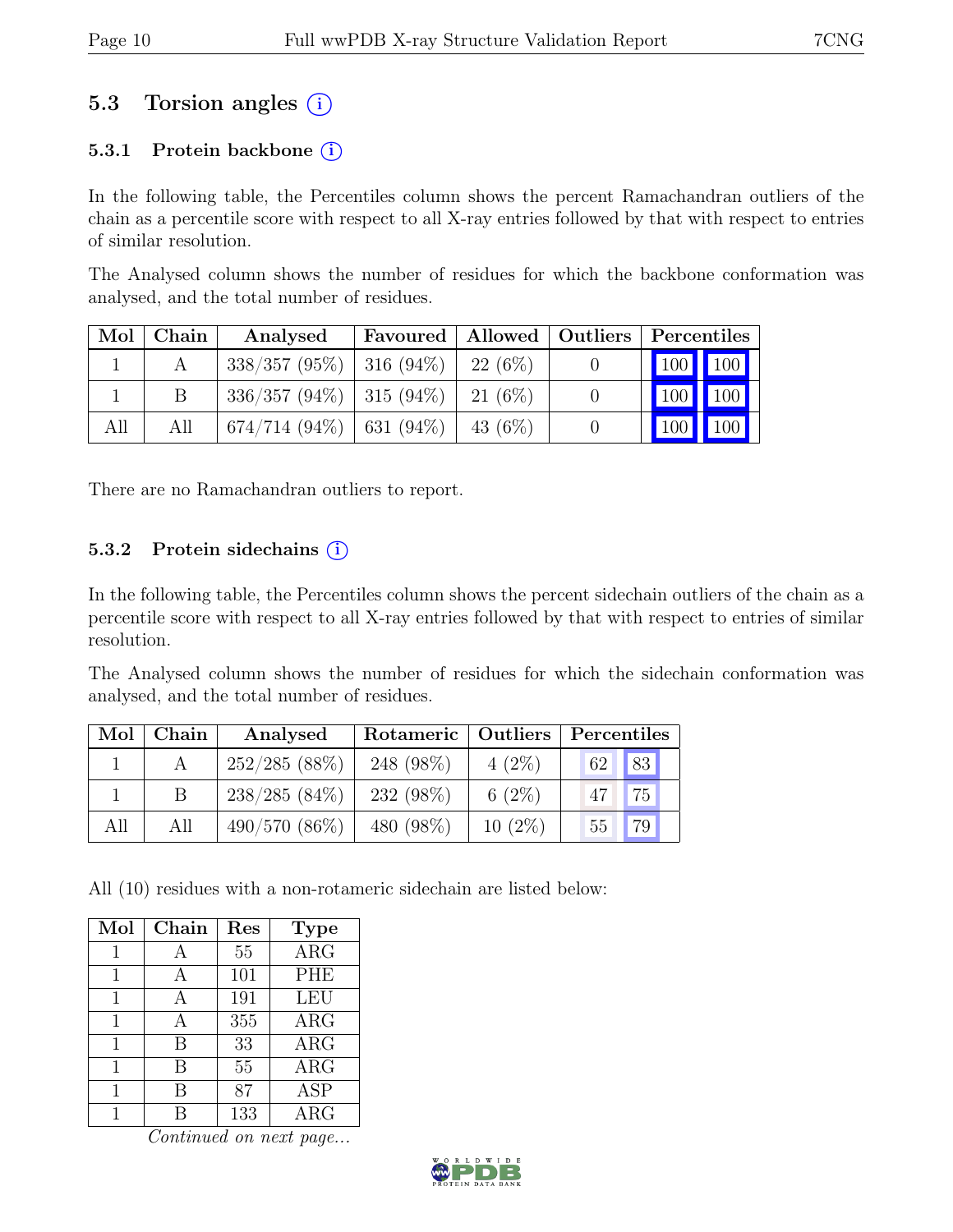## 5.3 Torsion angles (i)

### 5.3.1 Protein backbone (i)

In the following table, the Percentiles column shows the percent Ramachandran outliers of the chain as a percentile score with respect to all X-ray entries followed by that with respect to entries of similar resolution.

The Analysed column shows the number of residues for which the backbone conformation was analysed, and the total number of residues.

| Mol | Chain | Analysed | Favoured | Allowed | Outliers | Percentiles | |
|---|---|---|---|---|---|---|---|
| 1 | A | 338/357 (95%) | 316 (94%) | 22 (6%) | 0 | 100 | 100 |
| 1 | B | 336/357 (94%) | 315 (94%) | 21 (6%) | 0 | 100 | 100 |
| All | All | 674/714 (94%) | 631 (94%) | 43 (6%) | 0 | 100 | 100 |

There are no Ramachandran outliers to report.

### 5.3.2 Protein sidechains (i)

In the following table, the Percentiles column shows the percent sidechain outliers of the chain as a percentile score with respect to all X-ray entries followed by that with respect to entries of similar resolution.

The Analysed column shows the number of residues for which the sidechain conformation was analysed, and the total number of residues.

| Mol | Chain | Analysed | Rotameric | Outliers | Percentiles | |
|---|---|---|---|---|---|---|
| 1 | A | 252/285 (88%) | 248 (98%) | 4 (2%) | 62 | 83 |
| 1 | B | 238/285 (84%) | 232 (98%) | 6 (2%) | 47 | 75 |
| All | All | 490/570 (86%) | 480 (98%) | 10 (2%) | 55 | 79 |

All (10) residues with a non-rotameric sidechain are listed below:

| Mol | Chain | Res | Type |
|---|---|---|---|
| 1 | A | 55 | ARG |
| 1 | A | 101 | PHE |
| 1 | A | 191 | LEU |
| 1 | A | 355 | ARG |
| 1 | B | 33 | ARG |
| 1 | B | 55 | ARG |
| 1 | B | 87 | ASP |
| 1 | B | 133 | ARG |

*Continued on next page...*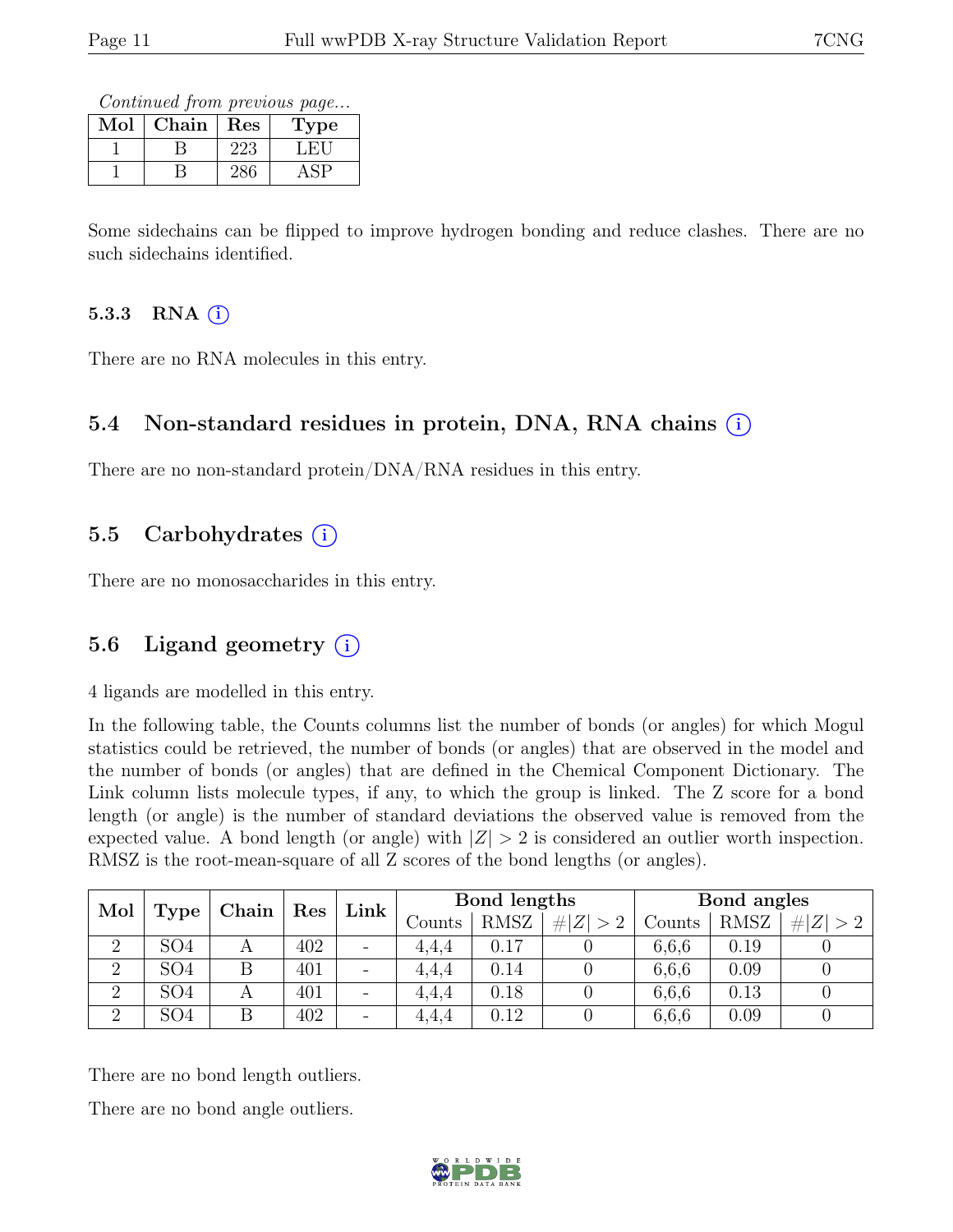*Continued from previous page...*

| Mol | Chain | Res | Type |
|---|---|---|---|
| 1 | B | 223 | LEU |
| 1 | B | 286 | ASP |

Some sidechains can be flipped to improve hydrogen bonding and reduce clashes. There are no such sidechains identified.

### 5.3.3 RNA (i)

There are no RNA molecules in this entry.

## 5.4 Non-standard residues in protein, DNA, RNA chains (i)

There are no non-standard protein/DNA/RNA residues in this entry.

## 5.5 Carbohydrates (i)

There are no monosaccharides in this entry.

## 5.6 Ligand geometry (i)

4 ligands are modelled in this entry.

In the following table, the Counts columns list the number of bonds (or angles) for which Mogul statistics could be retrieved, the number of bonds (or angles) that are observed in the model and the number of bonds (or angles) that are defined in the Chemical Component Dictionary. The Link column lists molecule types, if any, to which the group is linked. The Z score for a bond length (or angle) is the number of standard deviations the observed value is removed from the expected value. A bond length (or angle) with $|Z| > 2$ is considered an outlier worth inspection. RMSZ is the root-mean-square of all Z scores of the bond lengths (or angles).

| Mol | Type | Chain | Res | Link | Bond lengths | | | Bond angles | | |
|---|---|---|---|---|---|---|---|---|---|---|
| | | | | | Counts | RMSZ | $\#\|Z\| > 2$ | Counts | RMSZ | $\#\|Z\| > 2$ |
| 2 | SO4 | A | 402 | - | 4,4,4 | 0.17 | 0 | 6,6,6 | 0.19 | 0 |
| 2 | SO4 | B | 401 | - | 4,4,4 | 0.14 | 0 | 6,6,6 | 0.09 | 0 |
| 2 | SO4 | A | 401 | - | 4,4,4 | 0.18 | 0 | 6,6,6 | 0.13 | 0 |
| 2 | SO4 | B | 402 | - | 4,4,4 | 0.12 | 0 | 6,6,6 | 0.09 | 0 |

There are no bond length outliers.

There are no bond angle outliers.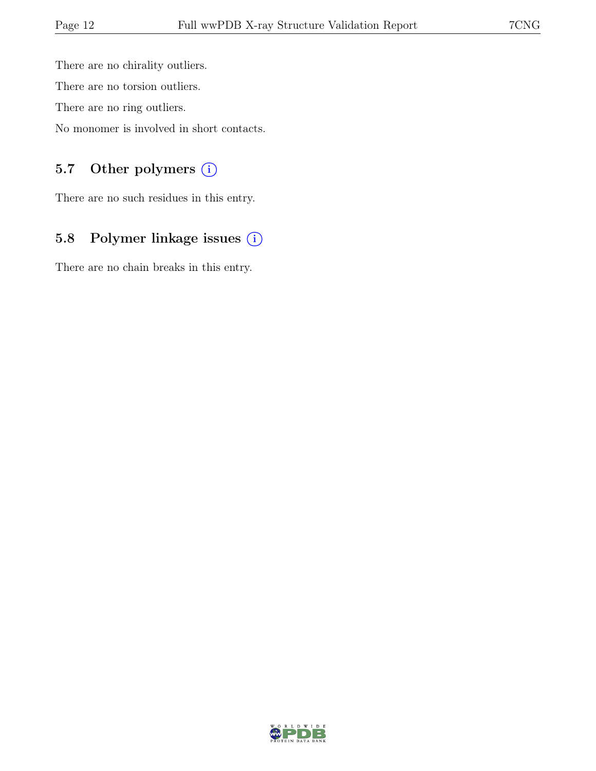There are no chirality outliers.

There are no torsion outliers.

There are no ring outliers.

No monomer is involved in short contacts.

### 5.7 Other polymers (i)

There are no such residues in this entry.

### 5.8 Polymer linkage issues (i)

There are no chain breaks in this entry.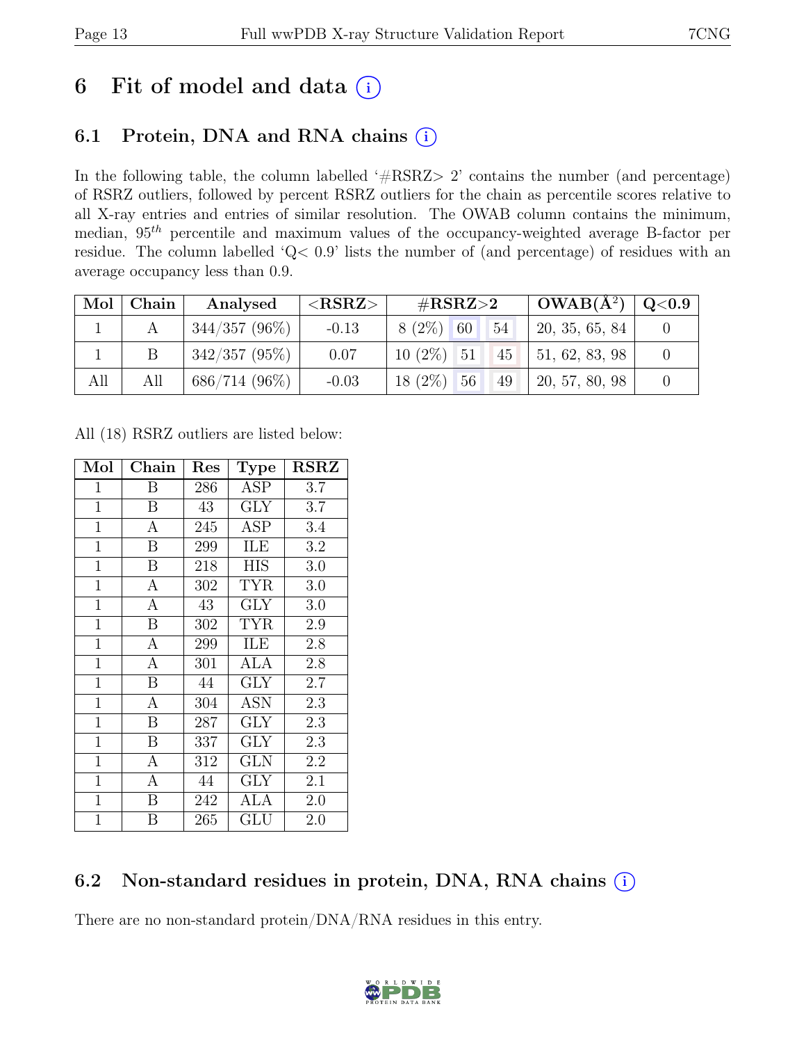# 6 Fit of model and data (i)

## 6.1 Protein, DNA and RNA chains (i)

In the following table, the column labelled '#RSRZ> 2' contains the number (and percentage) of RSRZ outliers, followed by percent RSRZ outliers for the chain as percentile scores relative to all X-ray entries and entries of similar resolution. The OWAB column contains the minimum, median, $95^{th}$ percentile and maximum values of the occupancy-weighted average B-factor per residue. The column labelled 'Q< 0.9' lists the number of (and percentage) of residues with an average occupancy less than 0.9.

| Mol | Chain | Analysed | <RSRZ> | #RSRZ>2 | | | OWAB(Å$^2$) | Q<0.9 |
|---|---|---|---|---|---|---|---|---|
| 1 | A | 344/357 (96%) | -0.13 | 8 (2%) | 60 | 54 | 20, 35, 65, 84 | 0 |
| 1 | B | 342/357 (95%) | 0.07 | 10 (2%) | 51 | 45 | 51, 62, 83, 98 | 0 |
| All | All | 686/714 (96%) | -0.03 | 18 (2%) | 56 | 49 | 20, 57, 80, 98 | 0 |

All (18) RSRZ outliers are listed below:

| Mol | Chain | Res | Type | RSRZ |
|---|---|---|---|---|
| 1 | B | 286 | ASP | 3.7 |
| 1 | B | 43 | GLY | 3.7 |
| 1 | A | 245 | ASP | 3.4 |
| 1 | B | 299 | ILE | 3.2 |
| 1 | B | 218 | HIS | 3.0 |
| 1 | A | 302 | TYR | 3.0 |
| 1 | A | 43 | GLY | 3.0 |
| 1 | B | 302 | TYR | 2.9 |
| 1 | A | 299 | ILE | 2.8 |
| 1 | A | 301 | ALA | 2.8 |
| 1 | B | 44 | GLY | 2.7 |
| 1 | A | 304 | ASN | 2.3 |
| 1 | B | 287 | GLY | 2.3 |
| 1 | B | 337 | GLY | 2.3 |
| 1 | A | 312 | GLN | 2.2 |
| 1 | A | 44 | GLY | 2.1 |
| 1 | B | 242 | ALA | 2.0 |
| 1 | B | 265 | GLU | 2.0 |

## 6.2 Non-standard residues in protein, DNA, RNA chains (i)

There are no non-standard protein/DNA/RNA residues in this entry.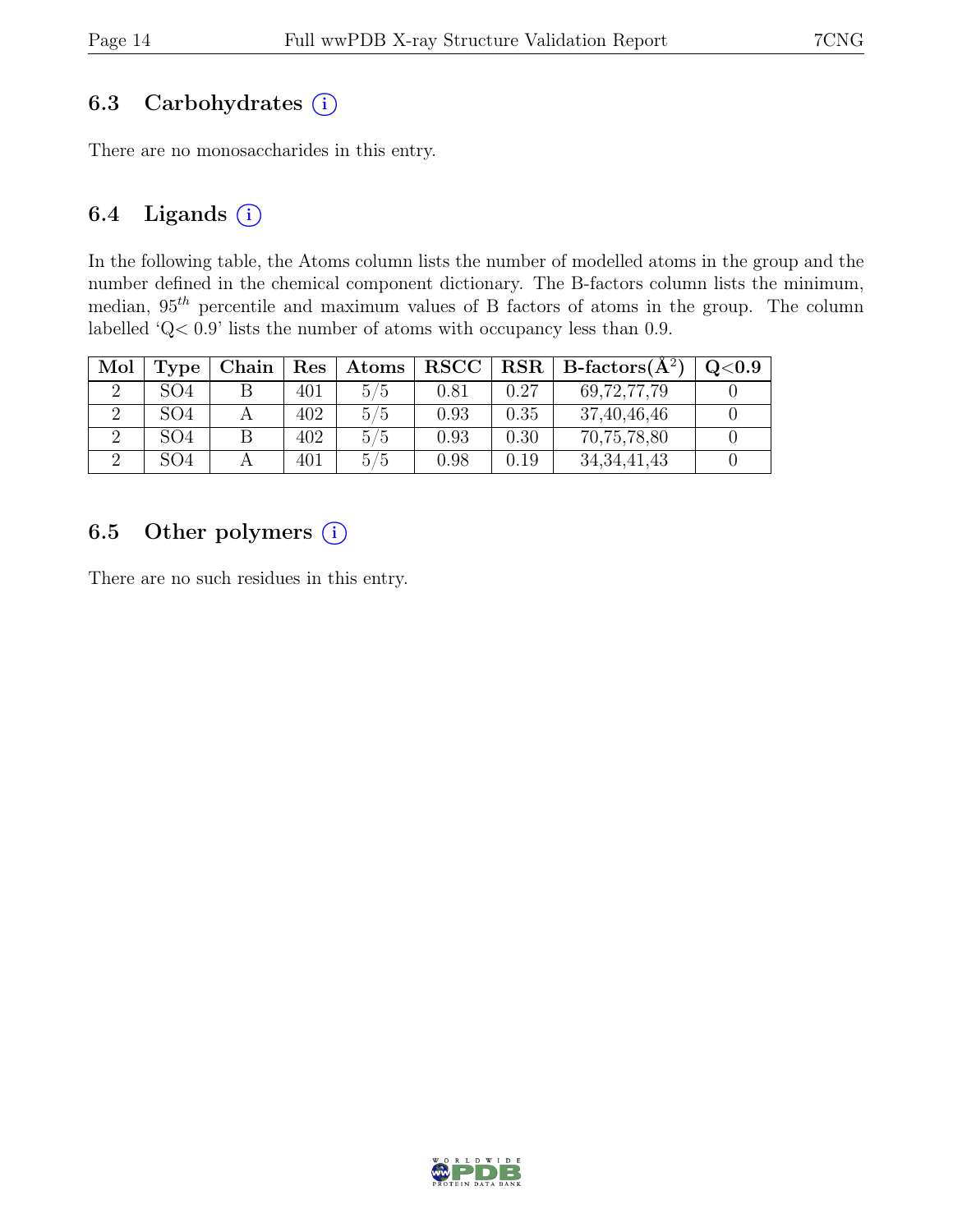## 6.3 Carbohydrates (i)

There are no monosaccharides in this entry.

## 6.4 Ligands (i)

In the following table, the Atoms column lists the number of modelled atoms in the group and the number defined in the chemical component dictionary. The B-factors column lists the minimum, median, $95^{th}$ percentile and maximum values of B factors of atoms in the group. The column labelled 'Q< 0.9' lists the number of atoms with occupancy less than 0.9.

| Mol | Type | Chain | Res | Atoms | RSCC | RSR | B-factors($Å^2$) | Q<0.9 |
|---|---|---|---|---|---|---|---|---|
| 2 | SO4 | B | 401 | 5/5 | 0.81 | 0.27 | 69,72,77,79 | 0 |
| 2 | SO4 | A | 402 | 5/5 | 0.93 | 0.35 | 37,40,46,46 | 0 |
| 2 | SO4 | B | 402 | 5/5 | 0.93 | 0.30 | 70,75,78,80 | 0 |
| 2 | SO4 | A | 401 | 5/5 | 0.98 | 0.19 | 34,34,41,43 | 0 |

## 6.5 Other polymers (i)

There are no such residues in this entry.